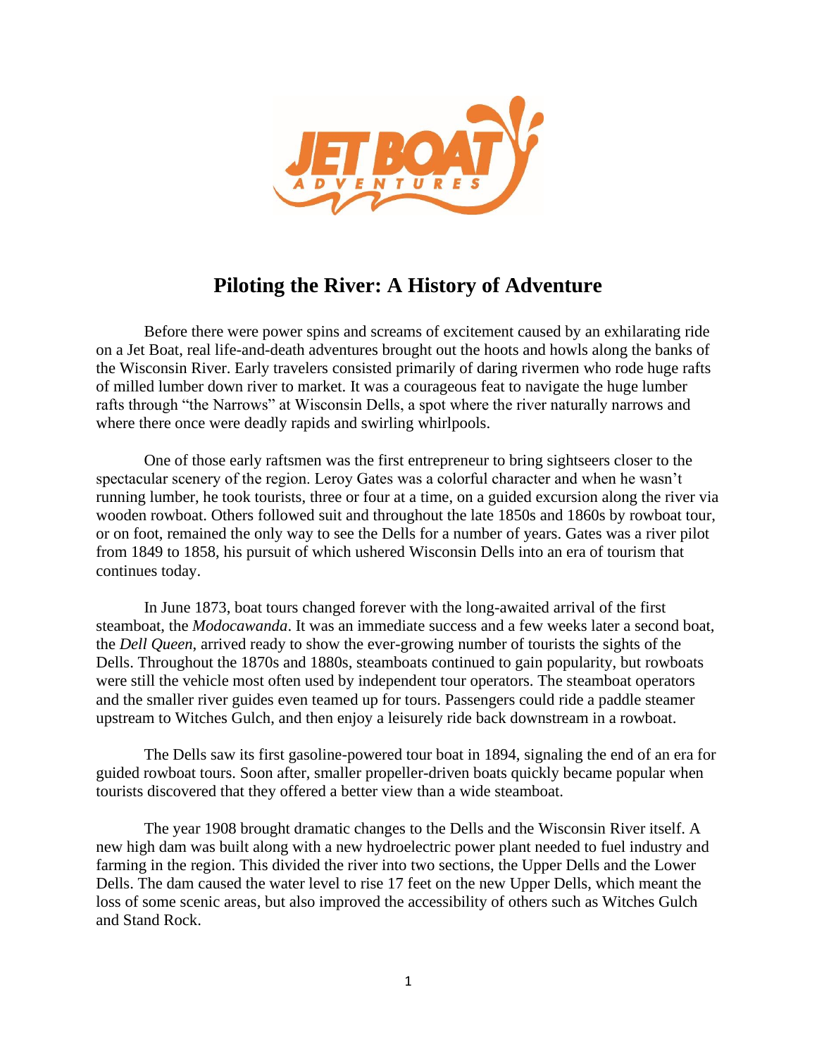# Piloting the River: A History of Adventure

Before there were power spins and screams of excitement caused by an exhilarating ride on a Jet Boat, real life-and-death adventures brought out the hoots and howls along the banks of the Wisconsin River. Early travelers consisted primarily of daring rivermen who rode huge rafts of milled lumber down river to market. It was a courageous feat to navigate the huge lumber rafts through "the Narrows" at Wisconsin Dells, a spot where the river naturally narrows and where there once were deadly rapids and swirling whirlpools.

One of those early raftsmen was the first entrepreneur to bring sightseers closer to the spectacular scenery of the region. Leroy Gates was a colorful character and when he wasn't running lumber, he took tourists, three or four at a time, on a guided excursion along the river via wooden rowboat. Others followed suit and throughout the late 1850s and 1860s by rowboat tour, or on foot, remained the only way to see the Dells for a number of years. Gates was a river pilot from 1849 to 1858, his pursuit of which ushered Wisconsin Dells into an era of tourism that continues today.

In June 1873, boat tours changed forever with the long-awaited arrival of the first steamboat, the *Modocawanda*. It was an immediate success and a few weeks later a second boat, the *Dell Queen*, arrived ready to show the ever-growing number of tourists the sights of the Dells. Throughout the 1870s and 1880s, steamboats continued to gain popularity, but rowboats were still the vehicle most often used by independent tour operators. The steamboat operators and the smaller river guides even teamed up for tours. Passengers could ride a paddle steamer upstream to Witches Gulch, and then enjoy a leisurely ride back downstream in a rowboat.

The Dells saw its first gasoline-powered tour boat in 1894, signaling the end of an era for guided rowboat tours. Soon after, smaller propeller-driven boats quickly became popular when tourists discovered that they offered a better view than a wide steamboat.

The year 1908 brought dramatic changes to the Dells and the Wisconsin River itself. A new high dam was built along with a new hydroelectric power plant needed to fuel industry and farming in the region. This divided the river into two sections, the Upper Dells and the Lower Dells. The dam caused the water level to rise 17 feet on the new Upper Dells, which meant the loss of some scenic areas, but also improved the accessibility of others such as Witches Gulch and Stand Rock.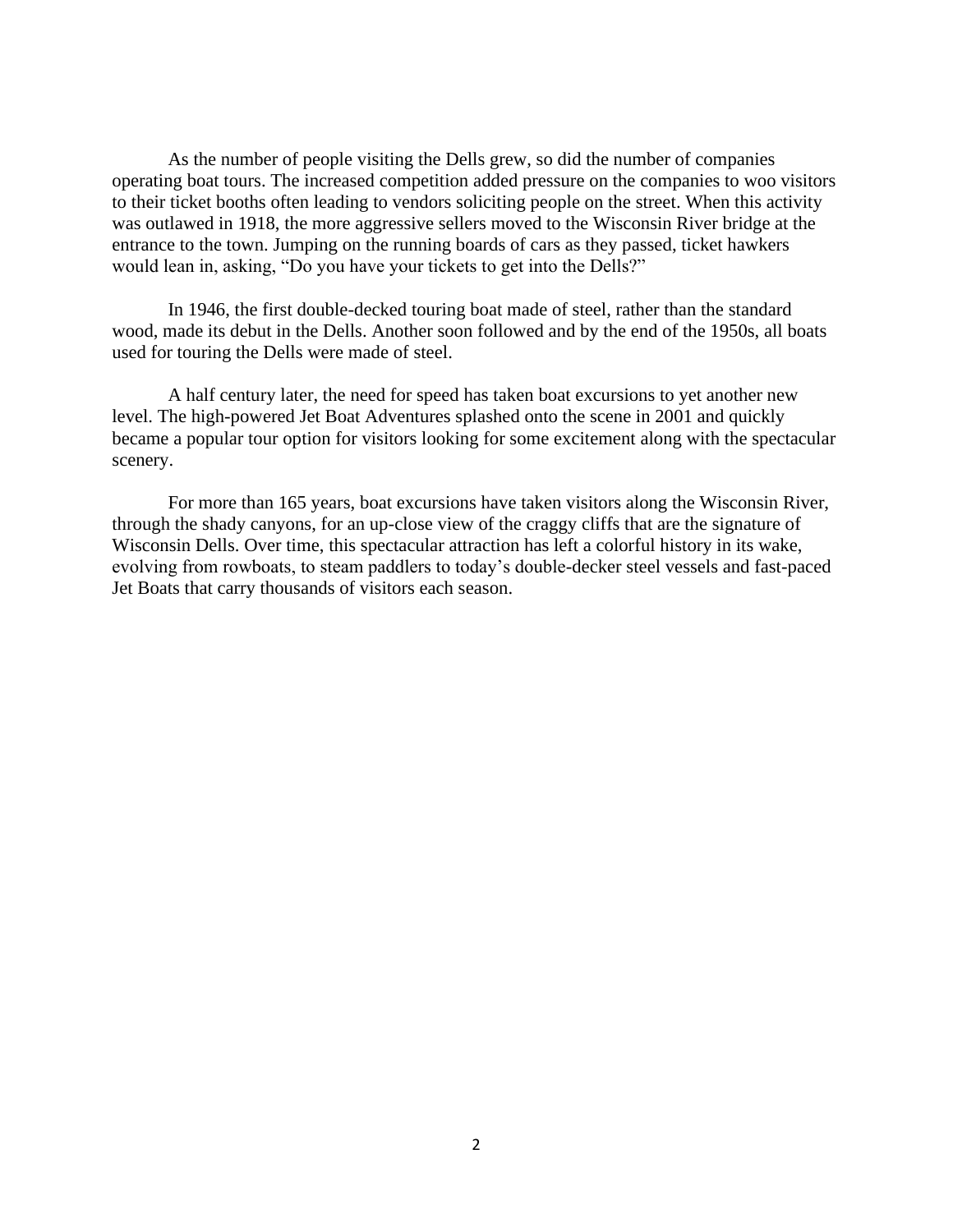As the number of people visiting the Dells grew, so did the number of companies operating boat tours. The increased competition added pressure on the companies to woo visitors to their ticket booths often leading to vendors soliciting people on the street. When this activity was outlawed in 1918, the more aggressive sellers moved to the Wisconsin River bridge at the entrance to the town. Jumping on the running boards of cars as they passed, ticket hawkers would lean in, asking, "Do you have your tickets to get into the Dells?"

In 1946, the first double-decked touring boat made of steel, rather than the standard wood, made its debut in the Dells. Another soon followed and by the end of the 1950s, all boats used for touring the Dells were made of steel.

A half century later, the need for speed has taken boat excursions to yet another new level. The high-powered Jet Boat Adventures splashed onto the scene in 2001 and quickly became a popular tour option for visitors looking for some excitement along with the spectacular scenery.

For more than 165 years, boat excursions have taken visitors along the Wisconsin River, through the shady canyons, for an up-close view of the craggy cliffs that are the signature of Wisconsin Dells. Over time, this spectacular attraction has left a colorful history in its wake, evolving from rowboats, to steam paddlers to today's double-decker steel vessels and fast-paced Jet Boats that carry thousands of visitors each season.